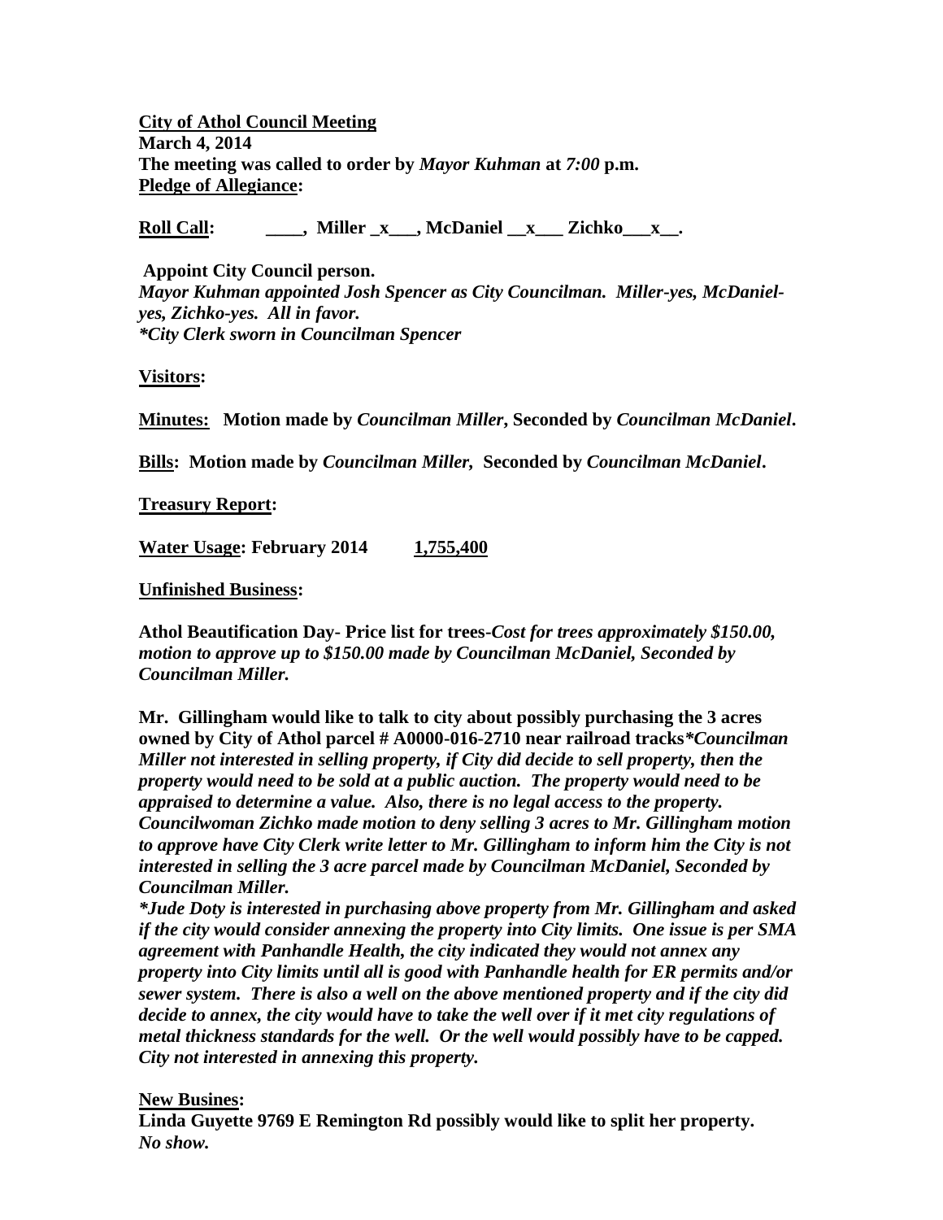**City of Athol Council Meeting**
**March 4, 2014**
**The meeting was called to order by *Mayor Kuhman* at *7:00* p.m.**
**Pledge of Allegiance:**

**Roll Call: \_\_\_\_, Miller \_x\_\_\_, McDaniel \_\_x\_\_\_ Zichko\_\_\_x\_\_.**

**Appoint City Council person.**
***Mayor Kuhman appointed Josh Spencer as City Councilman. Miller-yes, McDaniel-yes, Zichko-yes. All in favor.***
***\*City Clerk sworn in Councilman Spencer***

**Visitors:**

**Minutes: Motion made by *Councilman Miller*, Seconded by *Councilman McDaniel*.**

**Bills: Motion made by *Councilman Miller*, Seconded by *Councilman McDaniel*.**

**Treasury Report:**

**Water Usage: February 2014 1,755,400**

**Unfinished Business:**

**Athol Beautification Day- Price list for trees-*Cost for trees approximately $150.00, motion to approve up to $150.00 made by Councilman McDaniel, Seconded by Councilman Miller.***

**Mr. Gillingham would like to talk to city about possibly purchasing the 3 acres owned by City of Athol parcel # A0000-016-2710 near railroad tracks*\*Councilman Miller not interested in selling property, if City did decide to sell property, then the property would need to be sold at a public auction. The property would need to be appraised to determine a value. Also, there is no legal access to the property. Councilwoman Zichko made motion to deny selling 3 acres to Mr. Gillingham motion to approve have City Clerk write letter to Mr. Gillingham to inform him the City is not interested in selling the 3 acre parcel made by Councilman McDaniel, Seconded by Councilman Miller.***
***\*Jude Doty is interested in purchasing above property from Mr. Gillingham and asked if the city would consider annexing the property into City limits. One issue is per SMA agreement with Panhandle Health, the city indicated they would not annex any property into City limits until all is good with Panhandle health for ER permits and/or sewer system. There is also a well on the above mentioned property and if the city did decide to annex, the city would have to take the well over if it met city regulations of metal thickness standards for the well. Or the well would possibly have to be capped. City not interested in annexing this property.***

**New Busines:**
**Linda Guyette 9769 E Remington Rd possibly would like to split her property.**
***No show.***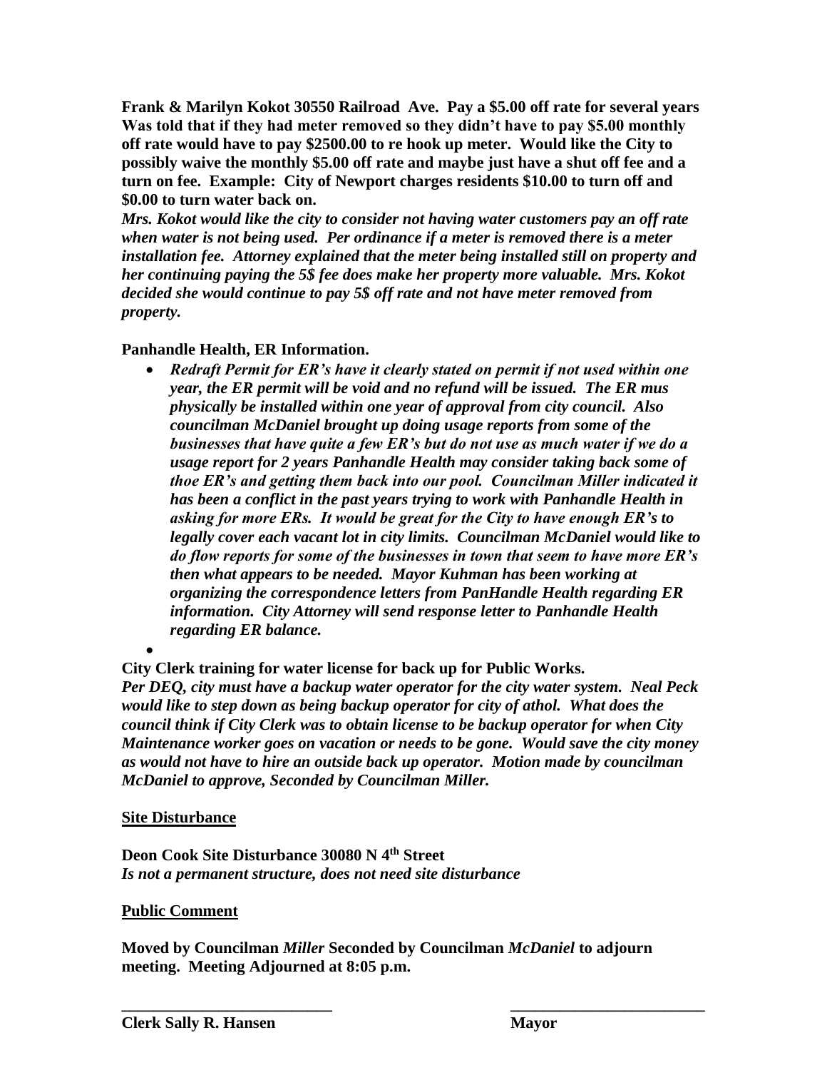**Frank & Marilyn Kokot 30550 Railroad Ave. Pay a $5.00 off rate for several years Was told that if they had meter removed so they didn't have to pay $5.00 monthly off rate would have to pay $2500.00 to re hook up meter. Would like the City to possibly waive the monthly $5.00 off rate and maybe just have a shut off fee and a turn on fee. Example: City of Newport charges residents $10.00 to turn off and $0.00 to turn water back on.**

***Mrs. Kokot would like the city to consider not having water customers pay an off rate when water is not being used. Per ordinance if a meter is removed there is a meter installation fee. Attorney explained that the meter being installed still on property and her continuing paying the 5$ fee does make her property more valuable. Mrs. Kokot decided she would continue to pay 5$ off rate and not have meter removed from property.***

**Panhandle Health, ER Information.**

- ***Redraft Permit for ER's have it clearly stated on permit if not used within one year, the ER permit will be void and no refund will be issued. The ER mus physically be installed within one year of approval from city council. Also councilman McDaniel brought up doing usage reports from some of the businesses that have quite a few ER's but do not use as much water if we do a usage report for 2 years Panhandle Health may consider taking back some of thoe ER's and getting them back into our pool. Councilman Miller indicated it has been a conflict in the past years trying to work with Panhandle Health in asking for more ERs. It would be great for the City to have enough ER's to legally cover each vacant lot in city limits. Councilman McDaniel would like to do flow reports for some of the businesses in town that seem to have more ER's then what appears to be needed. Mayor Kuhman has been working at organizing the correspondence letters from PanHandle Health regarding ER information. City Attorney will send response letter to Panhandle Health regarding ER balance.***
- 

**City Clerk training for water license for back up for Public Works.**
***Per DEQ, city must have a backup water operator for the city water system. Neal Peck would like to step down as being backup operator for city of athol. What does the council think if City Clerk was to obtain license to be backup operator for when City Maintenance worker goes on vacation or needs to be gone. Would save the city money as would not have to hire an outside back up operator. Motion made by councilman McDaniel to approve, Seconded by Councilman Miller.***

**<u>Site Disturbance</u>**

**Deon Cook Site Disturbance 30080 N 4th Street**
***Is not a permanent structure, does not need site disturbance***

**<u>Public Comment</u>**

**Moved by Councilman *Miller* Seconded by Councilman *McDaniel* to adjourn meeting. Meeting Adjourned at 8:05 p.m.**

**\_\_\_\_\_\_\_\_\_\_\_\_\_\_\_\_\_\_\_\_\_\_\_\_\_\_\_ \_\_\_\_\_\_\_\_\_\_\_\_\_\_\_\_\_\_\_\_\_\_\_\_\_\_\_**

**Clerk Sally R. Hansen Mayor**